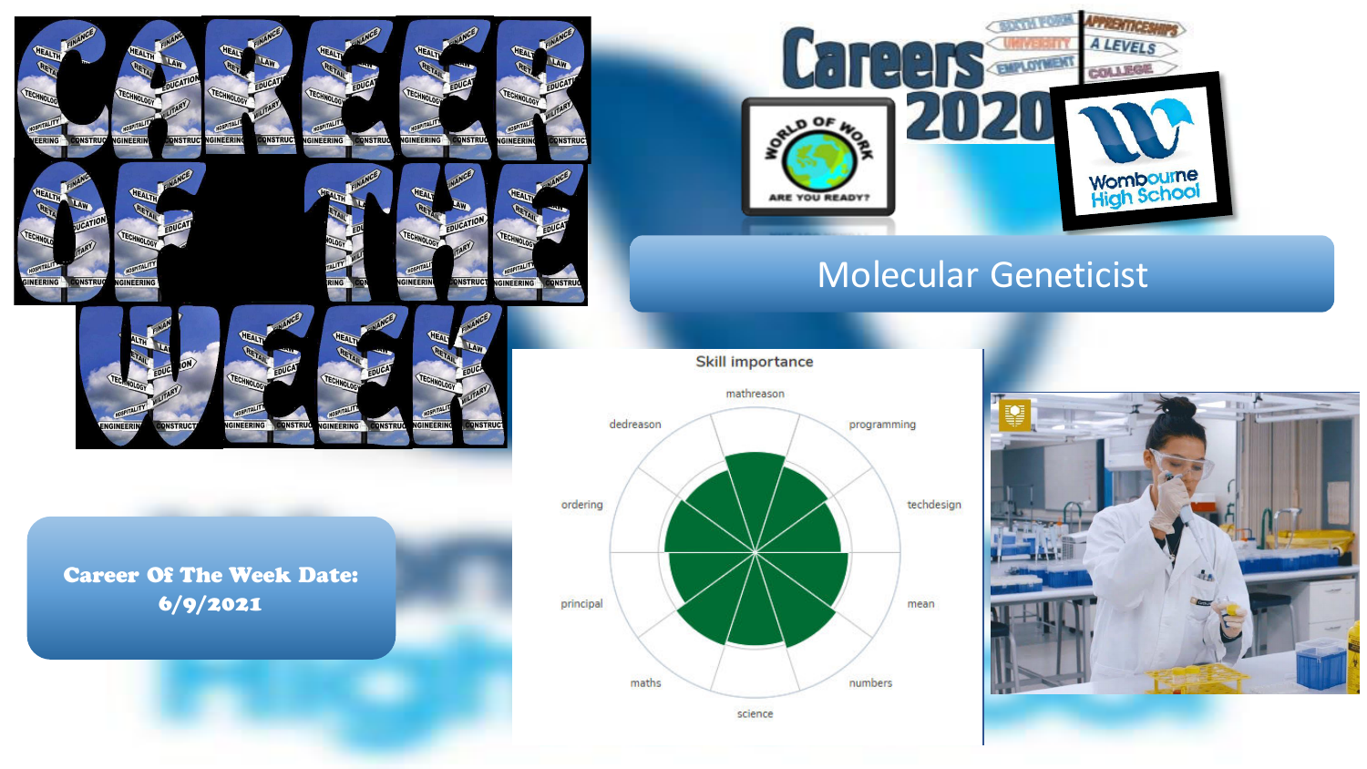# CAREER OF THE WEEK

Careers 2020

World of Work — Are you ready?

Wombourne High School

## Molecular Geneticist

**Career Of The Week Date: 6/9/2021**

Skill importance

mathreason, programming, techdesign, mean, numbers, science, maths, principal, ordering, dedreason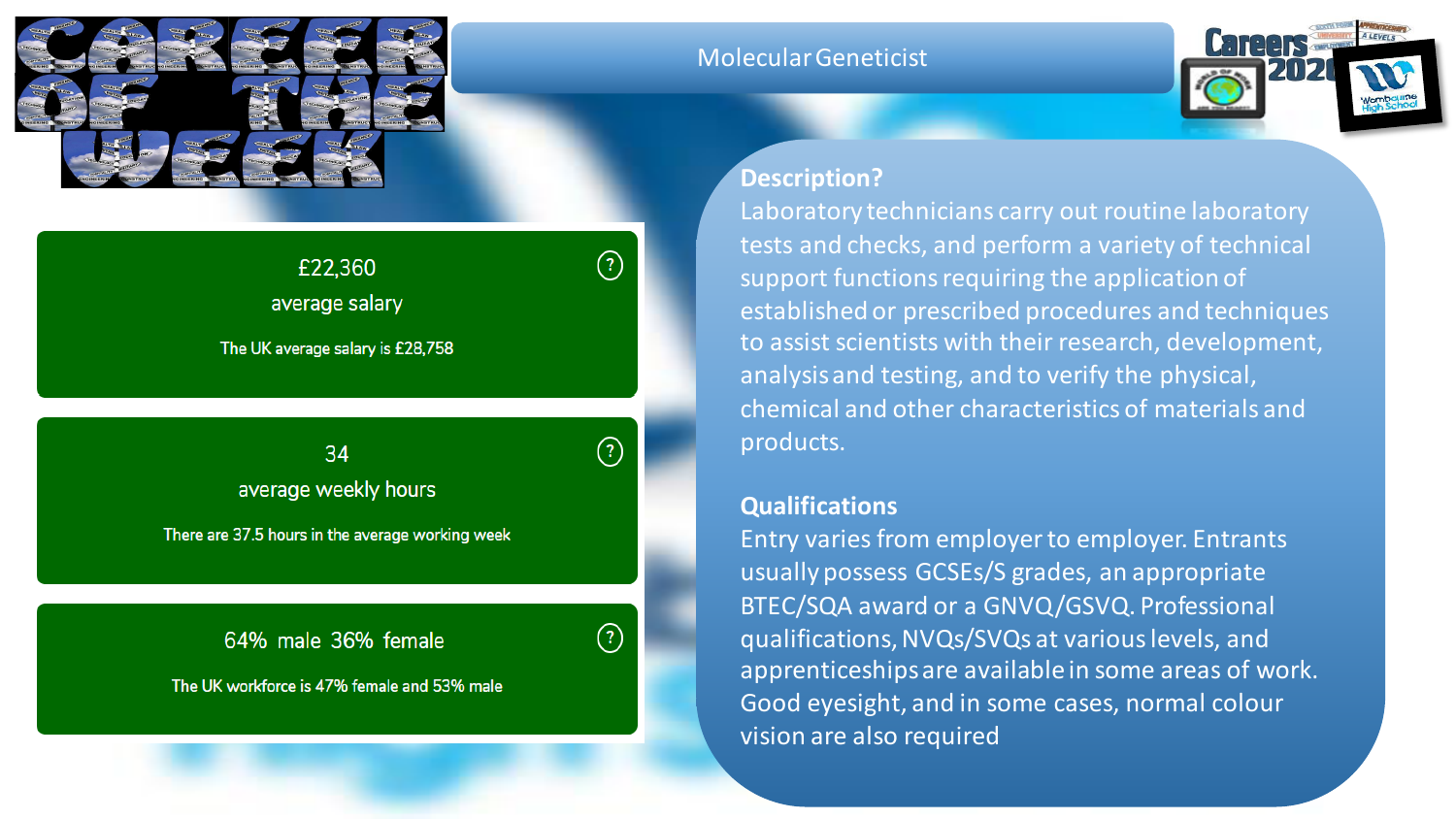# CAREER OF THE WEEK

## Molecular Geneticist

**£22,360**
average salary

The UK average salary is £28,758

**34**
average weekly hours

There are 37.5 hours in the average working week

**64% male 36% female**

The UK workforce is 47% female and 53% male

**Description?**

Laboratory technicians carry out routine laboratory tests and checks, and perform a variety of technical support functions requiring the application of established or prescribed procedures and techniques to assist scientists with their research, development, analysis and testing, and to verify the physical, chemical and other characteristics of materials and products.

**Qualifications**

Entry varies from employer to employer. Entrants usually possess GCSEs/S grades, an appropriate BTEC/SQA award or a GNVQ/GSVQ. Professional qualifications, NVQs/SVQs at various levels, and apprenticeships are available in some areas of work. Good eyesight, and in some cases, normal colour vision are also required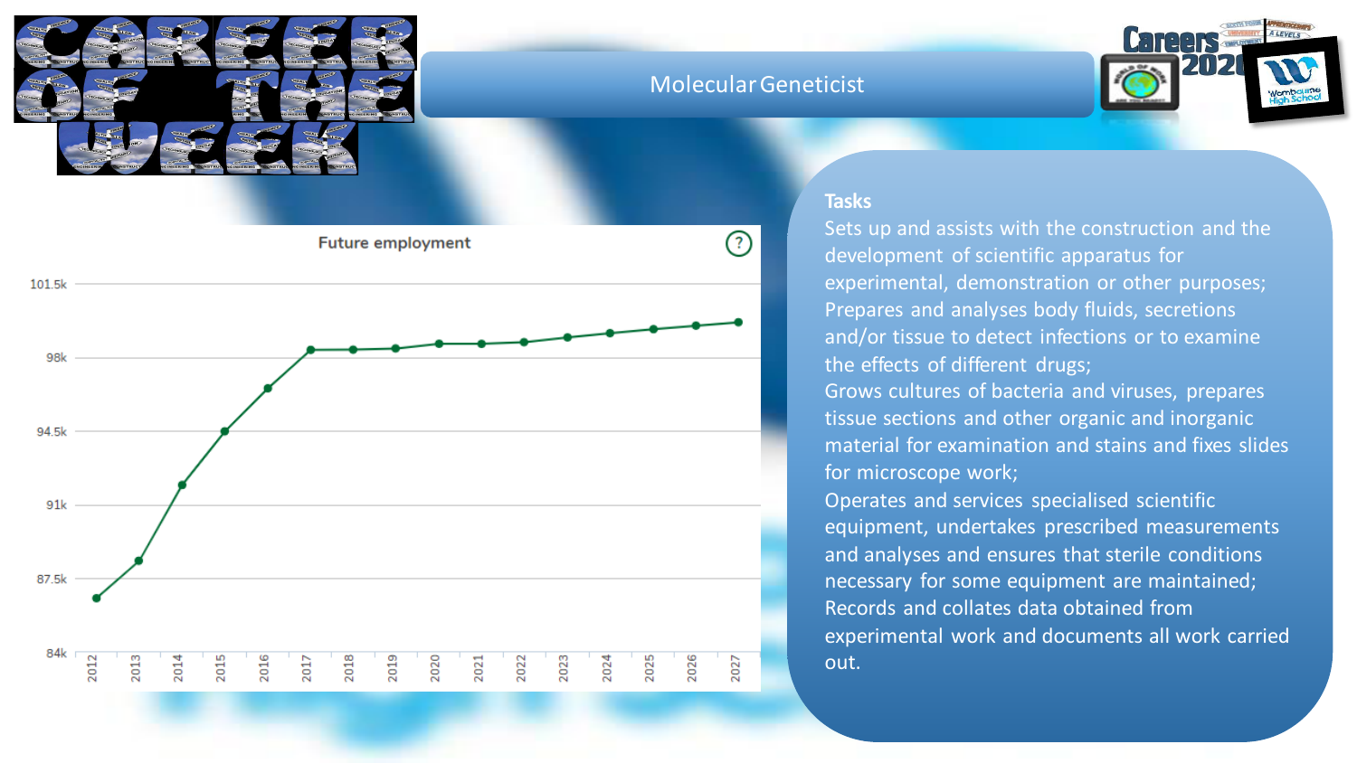# Career of the Week

## Molecular Geneticist

**Future employment**

**Tasks**

Sets up and assists with the construction and the development of scientific apparatus for experimental, demonstration or other purposes;
Prepares and analyses body fluids, secretions and/or tissue to detect infections or to examine the effects of different drugs;
Grows cultures of bacteria and viruses, prepares tissue sections and other organic and inorganic material for examination and stains and fixes slides for microscope work;
Operates and services specialised scientific equipment, undertakes prescribed measurements and analyses and ensures that sterile conditions necessary for some equipment are maintained;
Records and collates data obtained from experimental work and documents all work carried out.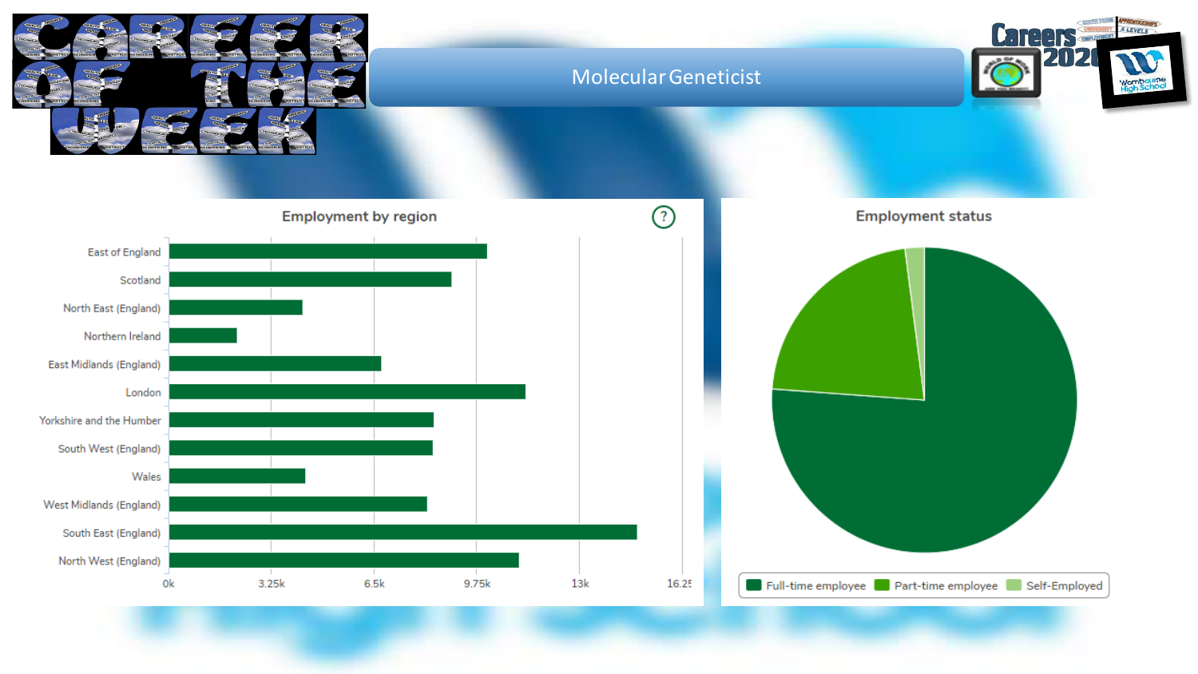CAREER OF THE WEEK

# Molecular Geneticist

Careers 2020

Wombwell High School

## Employment by region

East of England

Scotland

North East (England)

Northern Ireland

East Midlands (England)

London

Yorkshire and the Humber

South West (England)

Wales

West Midlands (England)

South East (England)

North West (England)

0k 3.25k 6.5k 9.75k 13k 16.25

## Employment status

Full-time employee

Part-time employee

Self-Employed